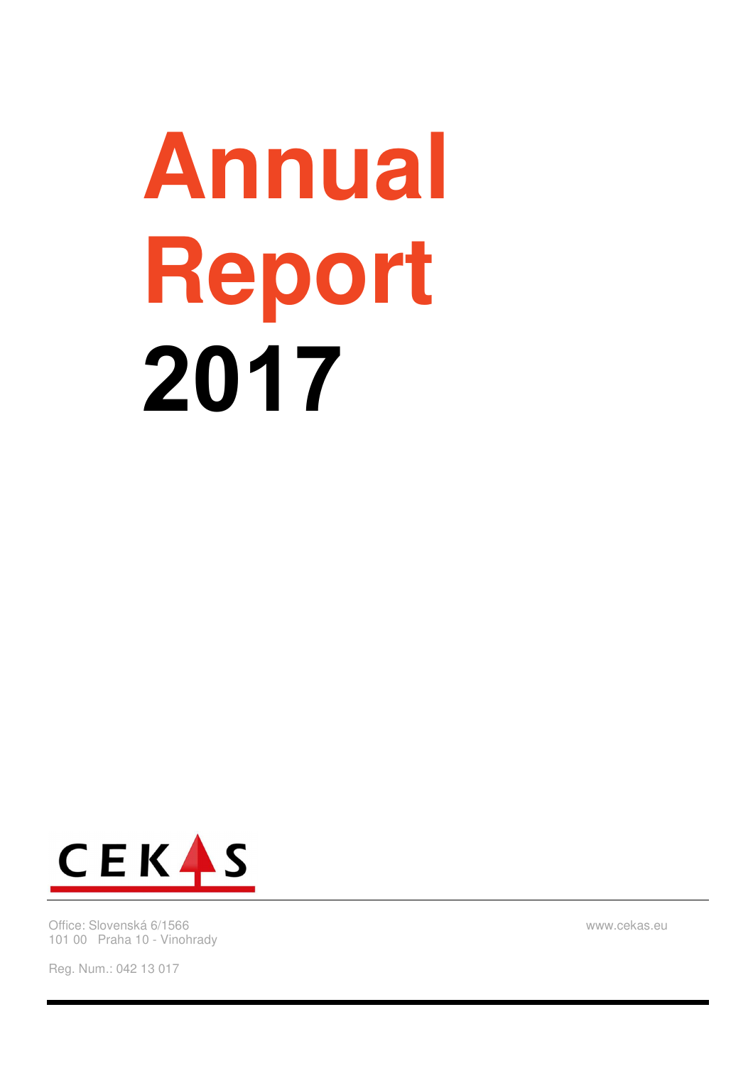# Annual Report 2017

CEKAS

Office: Slovenská 6/1566
101 00 Praha 10 - Vinohrady

Reg. Num.: 042 13 017

www.cekas.eu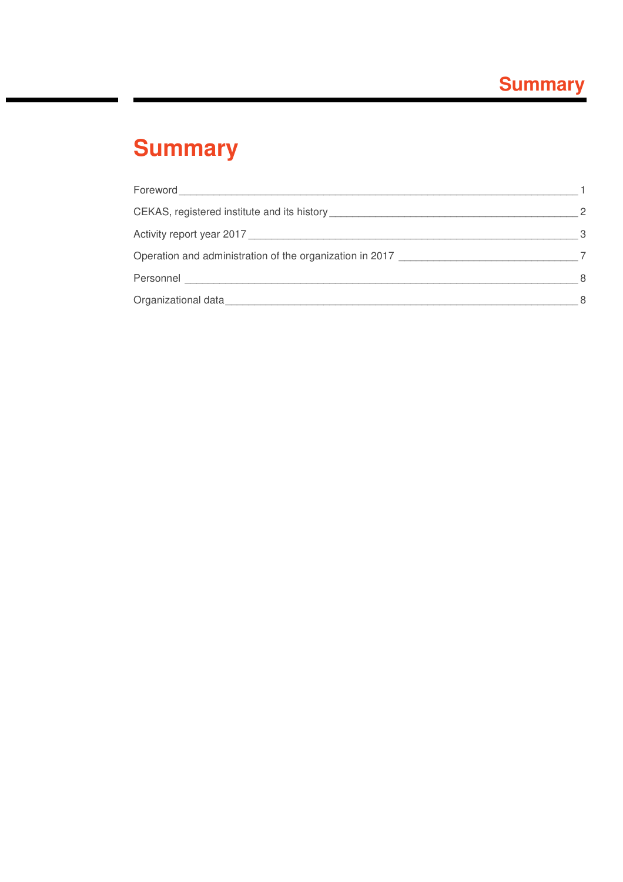# Summary

| | |
|---|---|
| Foreword | 1 |
| CEKAS, registered institute and its history | 2 |
| Activity report year 2017 | 3 |
| Operation and administration of the organization in 2017 | 7 |
| Personnel | 8 |
| Organizational data | 8 |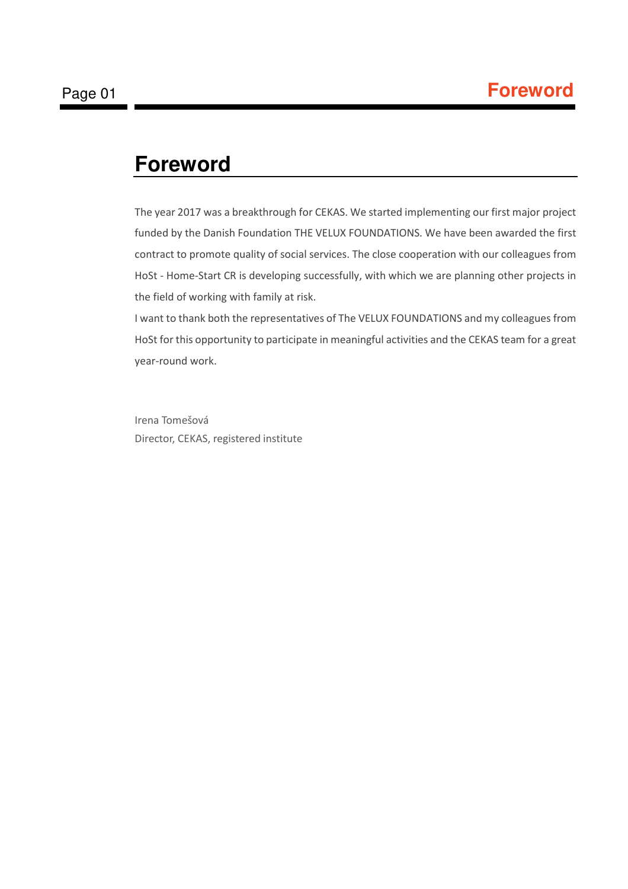# Foreword

The year 2017 was a breakthrough for CEKAS. We started implementing our first major project funded by the Danish Foundation THE VELUX FOUNDATIONS. We have been awarded the first contract to promote quality of social services. The close cooperation with our colleagues from HoSt - Home-Start CR is developing successfully, with which we are planning other projects in the field of working with family at risk.

I want to thank both the representatives of The VELUX FOUNDATIONS and my colleagues from HoSt for this opportunity to participate in meaningful activities and the CEKAS team for a great year-round work.

Irena Tomešová
Director, CEKAS, registered institute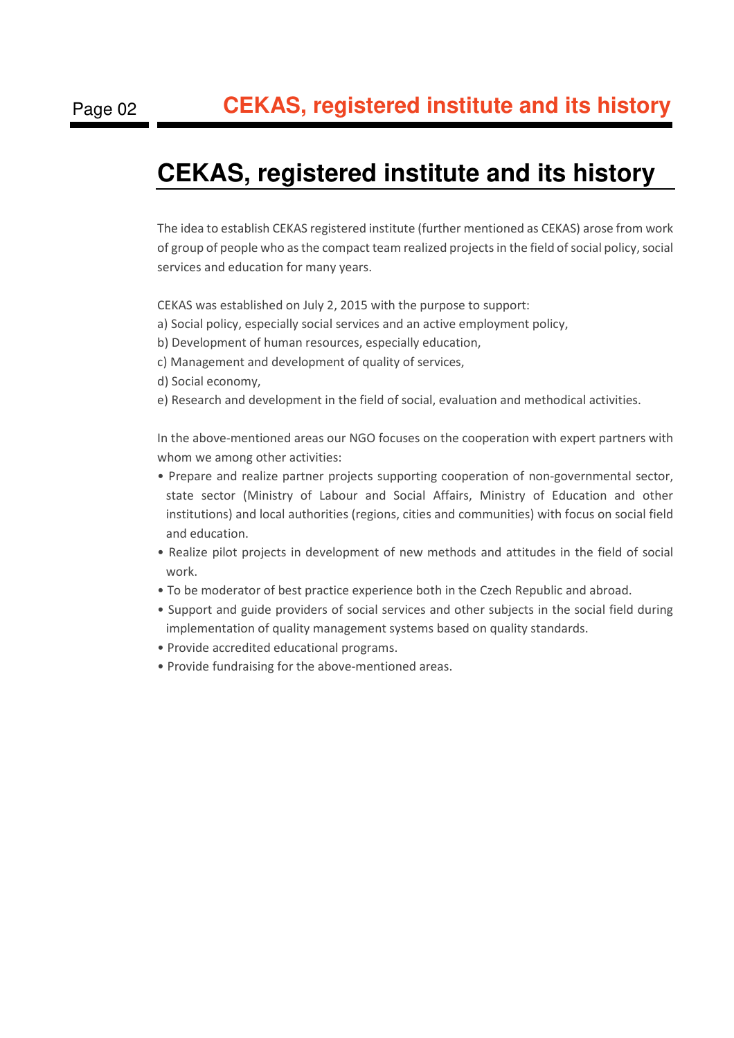# CEKAS, registered institute and its history

The idea to establish CEKAS registered institute (further mentioned as CEKAS) arose from work of group of people who as the compact team realized projects in the field of social policy, social services and education for many years.

CEKAS was established on July 2, 2015 with the purpose to support:

a) Social policy, especially social services and an active employment policy,
b) Development of human resources, especially education,
c) Management and development of quality of services,
d) Social economy,
e) Research and development in the field of social, evaluation and methodical activities.

In the above-mentioned areas our NGO focuses on the cooperation with expert partners with whom we among other activities:

- Prepare and realize partner projects supporting cooperation of non-governmental sector, state sector (Ministry of Labour and Social Affairs, Ministry of Education and other institutions) and local authorities (regions, cities and communities) with focus on social field and education.
- Realize pilot projects in development of new methods and attitudes in the field of social work.
- To be moderator of best practice experience both in the Czech Republic and abroad.
- Support and guide providers of social services and other subjects in the social field during implementation of quality management systems based on quality standards.
- Provide accredited educational programs.
- Provide fundraising for the above-mentioned areas.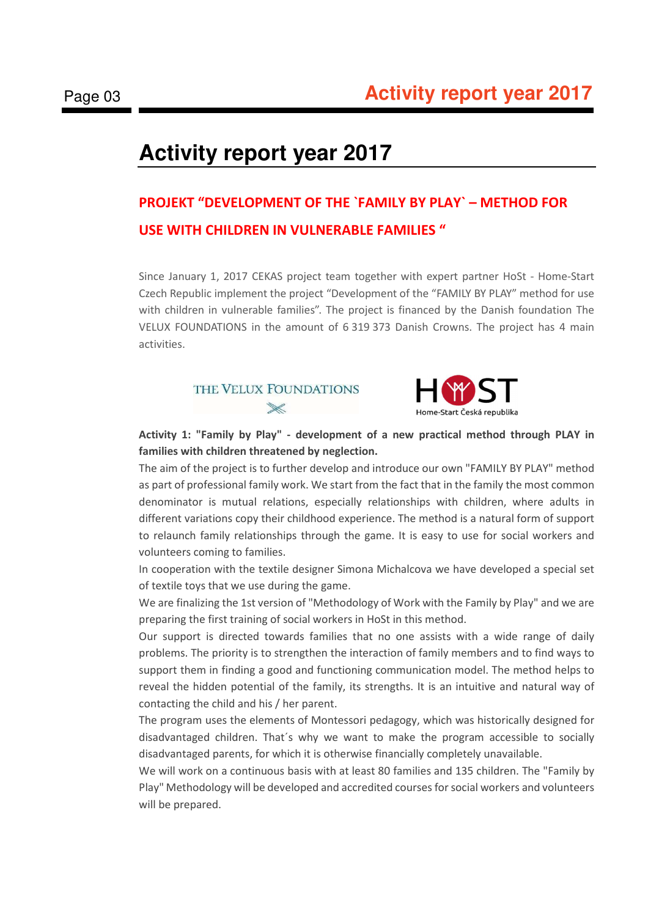# Activity report year 2017

## PROJEKT "DEVELOPMENT OF THE `FAMILY BY PLAY` – METHOD FOR USE WITH CHILDREN IN VULNERABLE FAMILIES "

Since January 1, 2017 CEKAS project team together with expert partner HoSt - Home-Start Czech Republic implement the project "Development of the "FAMILY BY PLAY" method for use with children in vulnerable families". The project is financed by the Danish foundation The VELUX FOUNDATIONS in the amount of 6 319 373 Danish Crowns. The project has 4 main activities.

THE VELUX FOUNDATIONS

HOST Home-Start Česká republika

**Activity 1: "Family by Play" - development of a new practical method through PLAY in families with children threatened by neglection.**

The aim of the project is to further develop and introduce our own "FAMILY BY PLAY" method as part of professional family work. We start from the fact that in the family the most common denominator is mutual relations, especially relationships with children, where adults in different variations copy their childhood experience. The method is a natural form of support to relaunch family relationships through the game. It is easy to use for social workers and volunteers coming to families.

In cooperation with the textile designer Simona Michalcova we have developed a special set of textile toys that we use during the game.

We are finalizing the 1st version of "Methodology of Work with the Family by Play" and we are preparing the first training of social workers in HoSt in this method.

Our support is directed towards families that no one assists with a wide range of daily problems. The priority is to strengthen the interaction of family members and to find ways to support them in finding a good and functioning communication model. The method helps to reveal the hidden potential of the family, its strengths. It is an intuitive and natural way of contacting the child and his / her parent.

The program uses the elements of Montessori pedagogy, which was historically designed for disadvantaged children. That´s why we want to make the program accessible to socially disadvantaged parents, for which it is otherwise financially completely unavailable.

We will work on a continuous basis with at least 80 families and 135 children. The "Family by Play" Methodology will be developed and accredited courses for social workers and volunteers will be prepared.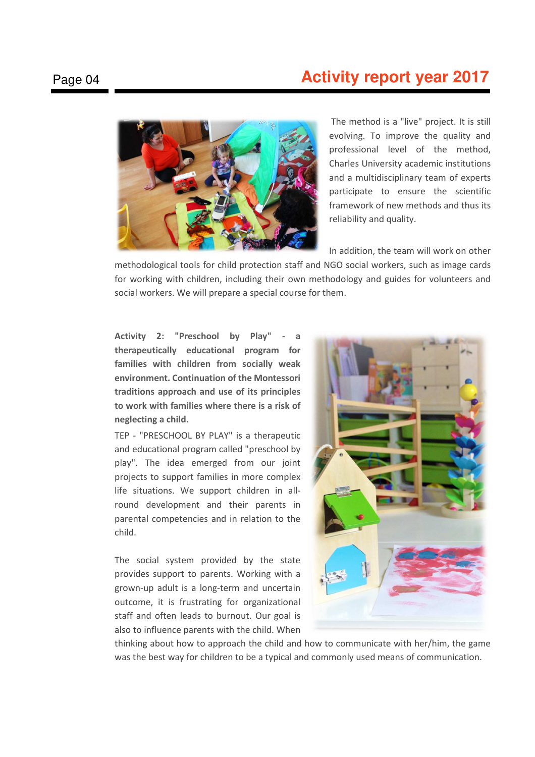The method is a "live" project. It is still evolving. To improve the quality and professional level of the method, Charles University academic institutions and a multidisciplinary team of experts participate to ensure the scientific framework of new methods and thus its reliability and quality.

In addition, the team will work on other methodological tools for child protection staff and NGO social workers, such as image cards for working with children, including their own methodology and guides for volunteers and social workers. We will prepare a special course for them.

**Activity 2: "Preschool by Play" - a therapeutically educational program for families with children from socially weak environment. Continuation of the Montessori traditions approach and use of its principles to work with families where there is a risk of neglecting a child.**

TEP - "PRESCHOOL BY PLAY" is a therapeutic and educational program called "preschool by play". The idea emerged from our joint projects to support families in more complex life situations. We support children in all-round development and their parents in parental competencies and in relation to the child.

The social system provided by the state provides support to parents. Working with a grown-up adult is a long-term and uncertain outcome, it is frustrating for organizational staff and often leads to burnout. Our goal is also to influence parents with the child. When thinking about how to approach the child and how to communicate with her/him, the game was the best way for children to be a typical and commonly used means of communication.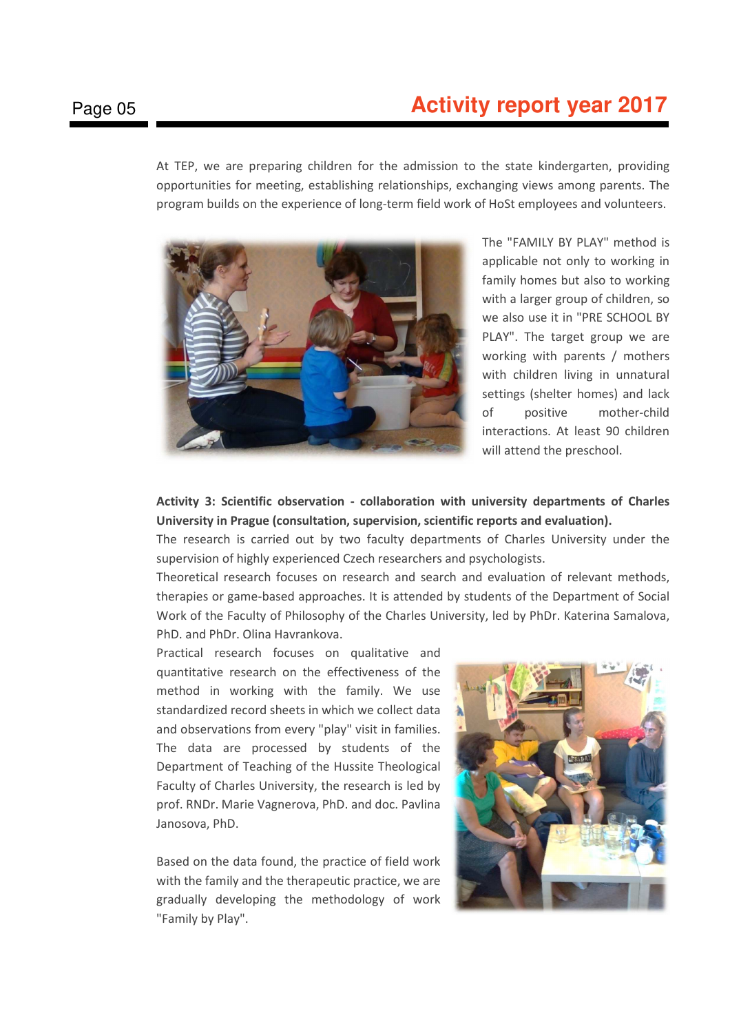At TEP, we are preparing children for the admission to the state kindergarten, providing opportunities for meeting, establishing relationships, exchanging views among parents. The program builds on the experience of long-term field work of HoSt employees and volunteers.

The "FAMILY BY PLAY" method is applicable not only to working in family homes but also to working with a larger group of children, so we also use it in "PRE SCHOOL BY PLAY". The target group we are working with parents / mothers with children living in unnatural settings (shelter homes) and lack of positive mother-child interactions. At least 90 children will attend the preschool.

**Activity 3: Scientific observation - collaboration with university departments of Charles University in Prague (consultation, supervision, scientific reports and evaluation).**

The research is carried out by two faculty departments of Charles University under the supervision of highly experienced Czech researchers and psychologists.

Theoretical research focuses on research and search and evaluation of relevant methods, therapies or game-based approaches. It is attended by students of the Department of Social Work of the Faculty of Philosophy of the Charles University, led by PhDr. Katerina Samalova, PhD. and PhDr. Olina Havrankova.

Practical research focuses on qualitative and quantitative research on the effectiveness of the method in working with the family. We use standardized record sheets in which we collect data and observations from every "play" visit in families. The data are processed by students of the Department of Teaching of the Hussite Theological Faculty of Charles University, the research is led by prof. RNDr. Marie Vagnerova, PhD. and doc. Pavlina Janosova, PhD.

Based on the data found, the practice of field work with the family and the therapeutic practice, we are gradually developing the methodology of work "Family by Play".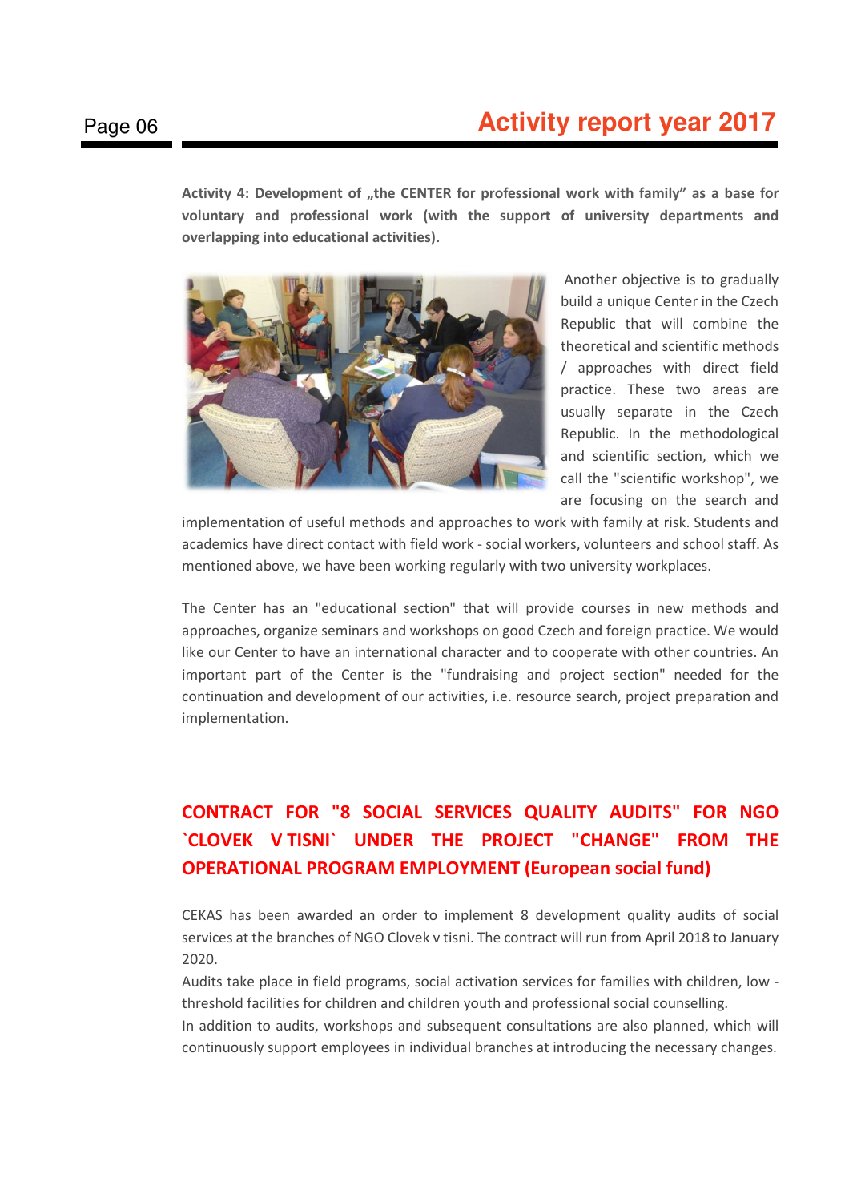**Activity 4: Development of „the CENTER for professional work with family" as a base for voluntary and professional work (with the support of university departments and overlapping into educational activities).**

Another objective is to gradually build a unique Center in the Czech Republic that will combine the theoretical and scientific methods / approaches with direct field practice. These two areas are usually separate in the Czech Republic. In the methodological and scientific section, which we call the "scientific workshop", we are focusing on the search and implementation of useful methods and approaches to work with family at risk. Students and academics have direct contact with field work - social workers, volunteers and school staff. As mentioned above, we have been working regularly with two university workplaces.

The Center has an "educational section" that will provide courses in new methods and approaches, organize seminars and workshops on good Czech and foreign practice. We would like our Center to have an international character and to cooperate with other countries. An important part of the Center is the "fundraising and project section" needed for the continuation and development of our activities, i.e. resource search, project preparation and implementation.

## CONTRACT FOR "8 SOCIAL SERVICES QUALITY AUDITS" FOR NGO `CLOVEK V TISNI` UNDER THE PROJECT "CHANGE" FROM THE OPERATIONAL PROGRAM EMPLOYMENT (European social fund)

CEKAS has been awarded an order to implement 8 development quality audits of social services at the branches of NGO Clovek v tisni. The contract will run from April 2018 to January 2020.

Audits take place in field programs, social activation services for families with children, low - threshold facilities for children and children youth and professional social counselling.

In addition to audits, workshops and subsequent consultations are also planned, which will continuously support employees in individual branches at introducing the necessary changes.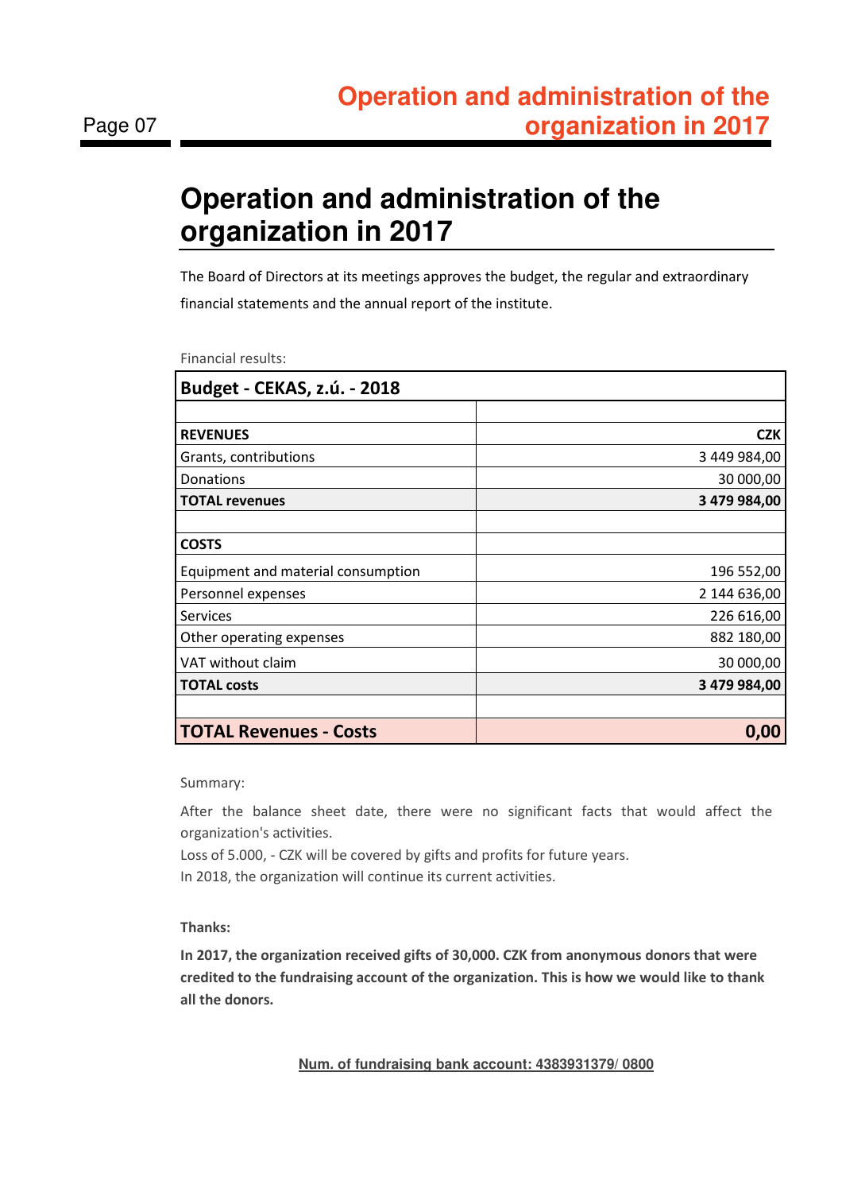# Operation and administration of the organization in 2017

The Board of Directors at its meetings approves the budget, the regular and extraordinary financial statements and the annual report of the institute.

Financial results:

| Budget - CEKAS, z.ú. - 2018 | |
|---|---|
| | |
| **REVENUES** | **CZK** |
| Grants, contributions | 3 449 984,00 |
| Donations | 30 000,00 |
| **TOTAL revenues** | **3 479 984,00** |
| | |
| **COSTS** | |
| Equipment and material consumption | 196 552,00 |
| Personnel expenses | 2 144 636,00 |
| Services | 226 616,00 |
| Other operating expenses | 882 180,00 |
| VAT without claim | 30 000,00 |
| **TOTAL costs** | **3 479 984,00** |
| | |
| **TOTAL Revenues - Costs** | **0,00** |

Summary:

After the balance sheet date, there were no significant facts that would affect the organization's activities.

Loss of 5.000, - CZK will be covered by gifts and profits for future years.

In 2018, the organization will continue its current activities.

**Thanks:**

**In 2017, the organization received gifts of 30,000. CZK from anonymous donors that were credited to the fundraising account of the organization. This is how we would like to thank all the donors.**

**Num. of fundraising bank account: 4383931379/ 0800**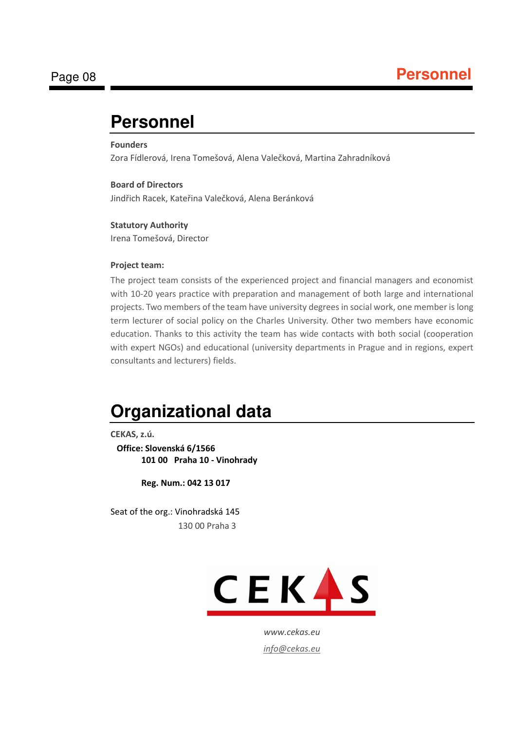# Personnel

**Founders**
Zora Fídlerová, Irena Tomešová, Alena Valečková, Martina Zahradníková

**Board of Directors**
Jindřich Racek, Kateřina Valečková, Alena Beránková

**Statutory Authority**
Irena Tomešová, Director

**Project team:**

The project team consists of the experienced project and financial managers and economist with 10-20 years practice with preparation and management of both large and international projects. Two members of the team have university degrees in social work, one member is long term lecturer of social policy on the Charles University. Other two members have economic education. Thanks to this activity the team has wide contacts with both social (cooperation with expert NGOs) and educational (university departments in Prague and in regions, expert consultants and lecturers) fields.

# Organizational data

**CEKAS, z.ú.**

**Office: Slovenská 6/1566**
**101 00 Praha 10 - Vinohrady**

**Reg. Num.: 042 13 017**

Seat of the org.: Vinohradská 145
130 00 Praha 3

CEKAS

*www.cekas.eu*

*info@cekas.eu*